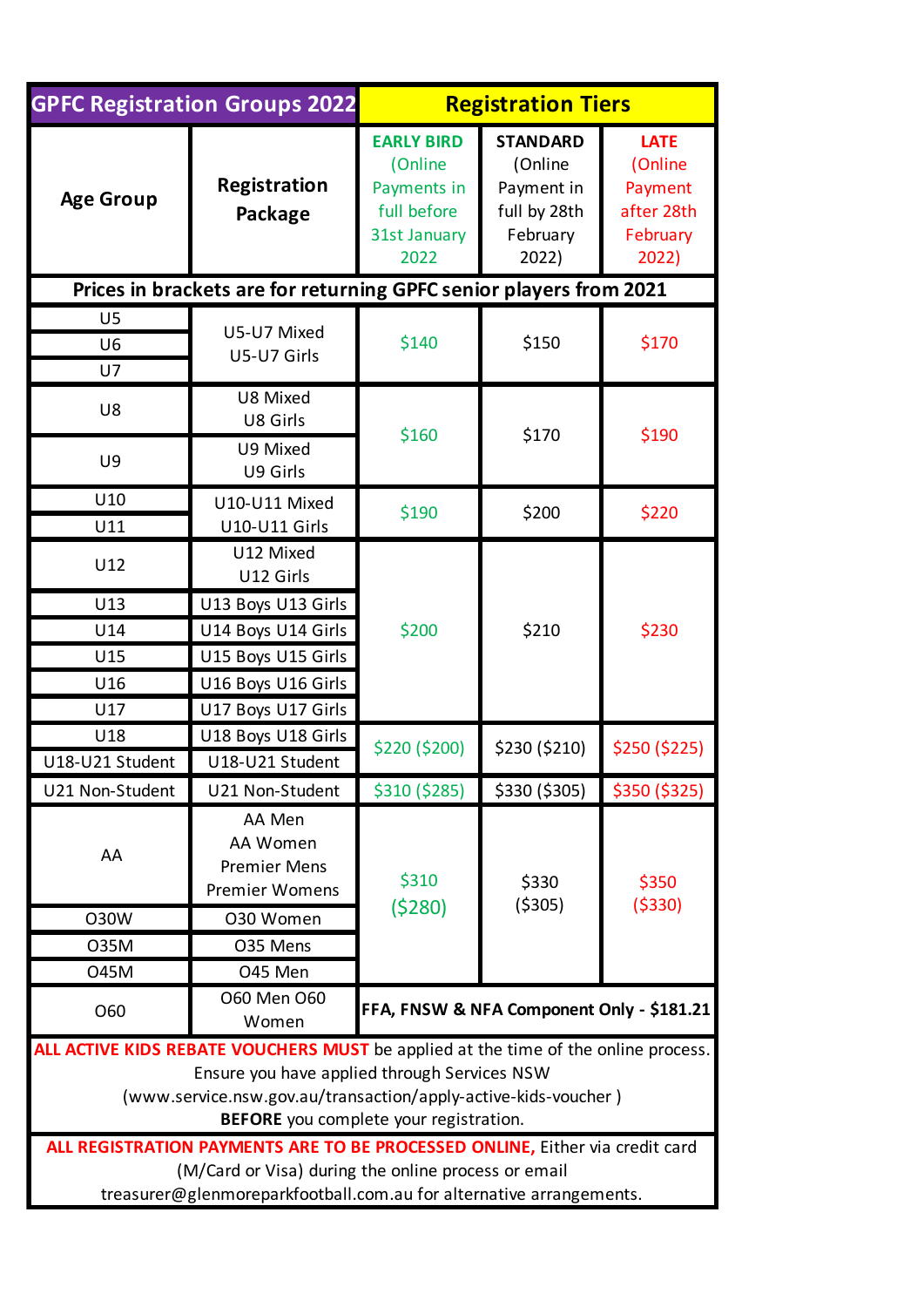| GPFC Registration Groups 2022 | | Registration Tiers | | |
|---|---|---|---|---|
| **Age Group** | **Registration Package** | **EARLY BIRD** (Online Payments in full before 31st January 2022 | **STANDARD** (Online Payment in full by 28th February 2022) | **LATE** (Online Payment after 28th February 2022) |
| **Prices in brackets are for returning GPFC senior players from 2021** | | | | |
| U5 | U5-U7 Mixed U5-U7 Girls | $140 | $150 | $170 |
| U6 | | | | |
| U7 | | | | |
| U8 | U8 Mixed U8 Girls | $160 | $170 | $190 |
| U9 | U9 Mixed U9 Girls | | | |
| U10 | U10-U11 Mixed U10-U11 Girls | $190 | $200 | $220 |
| U11 | | | | |
| U12 | U12 Mixed U12 Girls | $200 | $210 | $230 |
| U13 | U13 Boys U13 Girls | | | |
| U14 | U14 Boys U14 Girls | | | |
| U15 | U15 Boys U15 Girls | | | |
| U16 | U16 Boys U16 Girls | | | |
| U17 | U17 Boys U17 Girls | | | |
| U18 | U18 Boys U18 Girls | $220 ($200) | $230 ($210) | $250 ($225) |
| U18-U21 Student | U18-U21 Student | | | |
| U21 Non-Student | U21 Non-Student | $310 ($285) | $330 ($305) | $350 ($325) |
| AA | AA Men AA Women Premier Mens Premier Womens | $310 ($280) | $330 ($305) | $350 ($330) |
| O30W | O30 Women | | | |
| O35M | O35 Mens | | | |
| O45M | O45 Men | | | |
| O60 | O60 Men O60 Women | **FFA, FNSW & NFA Component Only - $181.21** | | |

**ALL ACTIVE KIDS REBATE VOUCHERS MUST** be applied at the time of the online process. Ensure you have applied through Services NSW (www.service.nsw.gov.au/transaction/apply-active-kids-voucher ) **BEFORE** you complete your registration.

**ALL REGISTRATION PAYMENTS ARE TO BE PROCESSED ONLINE,** Either via credit card (M/Card or Visa) during the online process or email treasurer@glenmoreparkfootball.com.au for alternative arrangements.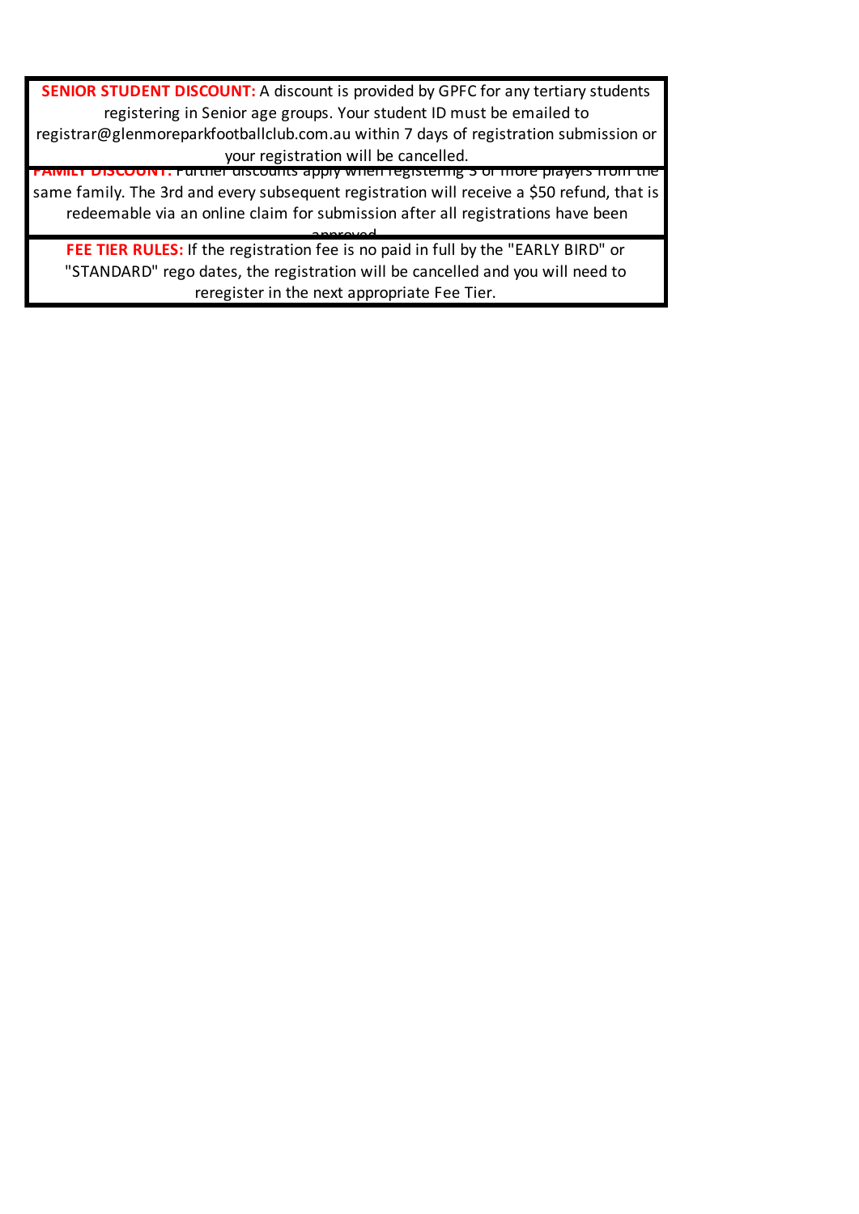**SENIOR STUDENT DISCOUNT:** A discount is provided by GPFC for any tertiary students registering in Senior age groups. Your student ID must be emailed to registrar@glenmoreparkfootballclub.com.au within 7 days of registration submission or your registration will be cancelled.

**FAMILY DISCOUNT:** Further discounts apply when registering 3 or more players from the same family. The 3rd and every subsequent registration will receive a $50 refund, that is redeemable via an online claim for submission after all registrations have been approved.

**FEE TIER RULES:** If the registration fee is no paid in full by the "EARLY BIRD" or "STANDARD" rego dates, the registration will be cancelled and you will need to reregister in the next appropriate Fee Tier.